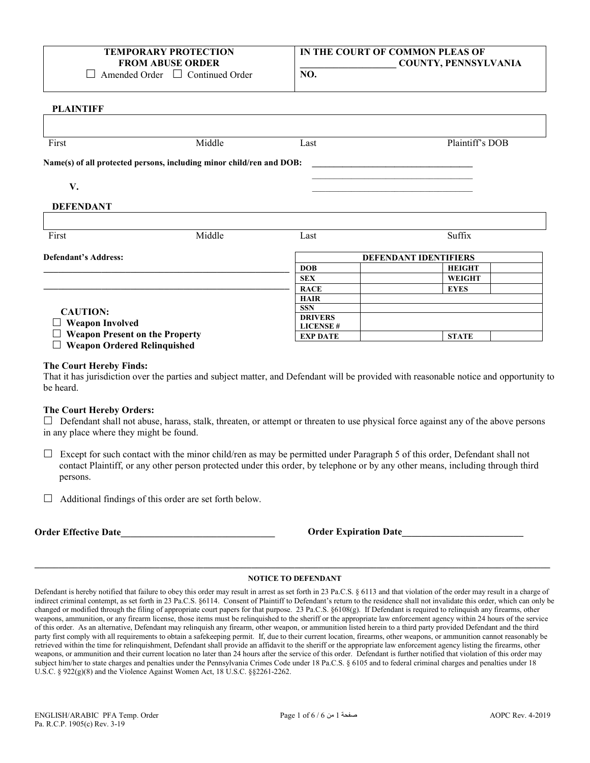| TEMPORARY PROTECTION FROM ABUSE ORDER<br>☐ Amended Order ☐ Continued Order | IN THE COURT OF COMMON PLEAS OF<br>____________________ COUNTY, PENNSYLVANIA<br>NO. |
|---|---|

**PLAINTIFF**

| First | Middle | Last | Plaintiff's DOB |
|---|---|---|---|
| | | | |

**Name(s) of all protected persons, including minor child/ren and DOB:** ____________________________________

____________________________________

**V.** ____________________________________

**DEFENDANT**

| First | Middle | Last | Suffix |
|---|---|---|---|
| | | | |

**Defendant's Address:**

________________________________________________________

________________________________________________________

| DEFENDANT IDENTIFIERS | | | |
|---|---|---|---|
| **DOB** | | **HEIGHT** | |
| **SEX** | | **WEIGHT** | |
| **RACE** | | **EYES** | |
| **HAIR** | | | |
| **SSN** | | | |
| **DRIVERS LICENSE #** | | | |
| **EXP DATE** | | **STATE** | |

**CAUTION:**

☐ **Weapon Involved**

☐ **Weapon Present on the Property**

☐ **Weapon Ordered Relinquished**

**The Court Hereby Finds:**

That it has jurisdiction over the parties and subject matter, and Defendant will be provided with reasonable notice and opportunity to be heard.

**The Court Hereby Orders:**

☐ Defendant shall not abuse, harass, stalk, threaten, or attempt or threaten to use physical force against any of the above persons in any place where they might be found.

☐ Except for such contact with the minor child/ren as may be permitted under Paragraph 5 of this order, Defendant shall not contact Plaintiff, or any other person protected under this order, by telephone or by any other means, including through third persons.

☐ Additional findings of this order are set forth below.

**Order Effective Date**________________________________ **Order Expiration Date**_________________________

---

**NOTICE TO DEFENDANT**

Defendant is hereby notified that failure to obey this order may result in arrest as set forth in 23 Pa.C.S. § 6113 and that violation of the order may result in a charge of indirect criminal contempt, as set forth in 23 Pa.C.S. §6114. Consent of Plaintiff to Defendant's return to the residence shall not invalidate this order, which can only be changed or modified through the filing of appropriate court papers for that purpose. 23 Pa.C.S. §6108(g). If Defendant is required to relinquish any firearms, other weapons, ammunition, or any firearm license, those items must be relinquished to the sheriff or the appropriate law enforcement agency within 24 hours of the service of this order. As an alternative, Defendant may relinquish any firearm, other weapon, or ammunition listed herein to a third party provided Defendant and the third party first comply with all requirements to obtain a safekeeping permit. If, due to their current location, firearms, other weapons, or ammunition cannot reasonably be retrieved within the time for relinquishment, Defendant shall provide an affidavit to the sheriff or the appropriate law enforcement agency listing the firearms, other weapons, or ammunition and their current location no later than 24 hours after the service of this order. Defendant is further notified that violation of this order may subject him/her to state charges and penalties under the Pennsylvania Crimes Code under 18 Pa.C.S. § 6105 and to federal criminal charges and penalties under 18 U.S.C. § 922(g)(8) and the Violence Against Women Act, 18 U.S.C. §§2261-2262.

ENGLISH/ARABIC PFA Temp. Order
Pa. R.C.P. 1905(c) Rev. 3-19

AOPC Rev. 4-2019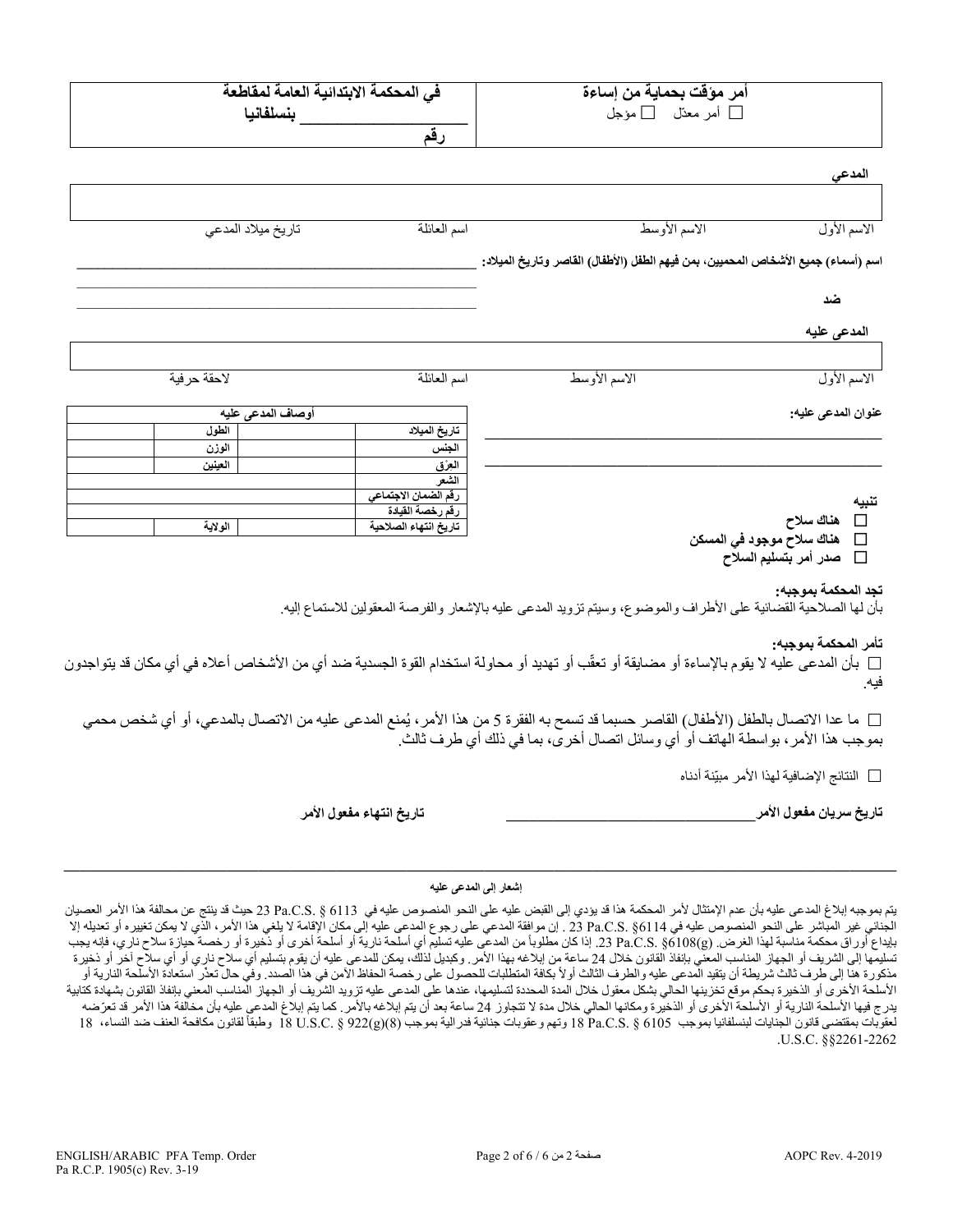| أمر مؤقت بحماية من إساءة<br>☐ أمر معدّل ☐ مؤجل | في المحكمة الابتدائية العامة لمقاطعة ___________________ بنسلفانيا<br>رقم |
|---|---|

**المدعي**

| الاسم الأول | الاسم الأوسط | اسم العائلة | تاريخ ميلاد المدعي |
|---|---|---|---|
| | | | |

**اسم (أسماء) جميع الأشخاص المحميين، بمن فيهم الطفل (الأطفال) القاصر وتاريخ الميلاد:** ___________________________________________

___________________________________________

___________________________________________

**ضد**

**المدعى عليه**

| الاسم الأول | الاسم الأوسط | اسم العائلة | لاحقة حرفية |
|---|---|---|---|
| | | | |

**عنوان المدعى عليه:** ___________________________________________

___________________________________________

___________________________________________

| أوصاف المدعى عليه | | | |
|---|---|---|---|
| تاريخ الميلاد | | الطول | |
| الجنس | | الوزن | |
| العِرق | | العينين | |
| الشعر | | | |
| رقم الضمان الاجتماعي | | | |
| رقم رخصة القيادة | | | |
| تاريخ انتهاء الصلاحية | | الولاية | |

**تنبيه**

☐ **هناك سلاح**
☐ **هناك سلاح موجود في المسكن**
☐ **صدر أمر بتسليم السلاح**

**تجد المحكمة بموجبه:**
بأن لها الصلاحية القضائية على الأطراف والموضوع، وسيتم تزويد المدعى عليه بالإشعار والفرصة المعقولين للاستماع إليه.

**تأمر المحكمة بموجبه:**
☐ بأن المدعى عليه لا يقوم بالإساءة أو مضايقة أو تعقّب أو تهديد أو محاولة استخدام القوة الجسدية ضد أي من الأشخاص أعلاه في أي مكان قد يتواجدون فيه.

☐ ما عدا الاتصال بالطفل (الأطفال) القاصر حسبما قد تسمح به الفقرة 5 من هذا الأمر، يُمنع المدعى عليه من الاتصال بالمدعي، أو أي شخص محمي بموجب هذا الأمر، بواسطة الهاتف أو أي وسائل اتصال أخرى، بما في ذلك أي طرف ثالث.

☐ النتائج الإضافية لهذا الأمر مبيّنة أدناه

**تاريخ سريان مفعول الأمر**___________________________ **تاريخ انتهاء مفعول الأمر**

---

**إشعار إلى المدعى عليه**

يتم بموجبه إبلاغ المدعى عليه بأن عدم الإمتثال لأمر المحكمة هذا قد يؤدي إلى القبض عليه على النحو المنصوص عليه في 23 Pa.C.S. § 6113 حيث قد ينتج عن مخالفة هذا الأمر العصيان الجنائي غير المباشر على النحو المنصوص عليه في 23 Pa.C.S. §6114 . إن موافقة المدعى عليه على رجوع المدعى عليه إلى مكان الإقامة لا يلغي هذا الأمر، الذي لا يمكن تغييره أو تعديله إلا بإيداع أوراق محكمة مناسبة لهذا الغرض. 23 Pa.C.S. §6108(g). إذا كان مطلوباً من المدعى عليه تسليم أي أسلحة نارية أو أسلحة أخرى أو ذخيرة أو رخصة حيازة سلاح ناري، فإنه يجب تسليمها إلى الشريف أو الجهاز المناسب المعني بإنفاذ القانون خلال 24 ساعة من إبلاغه بهذا الأمر. وكبديل لذلك، يمكن للمدعى عليه أن يقوم بتسليم أي سلاح ناري أو أي سلاح آخر أو ذخيرة مذكورة هنا إلى طرف ثالث شريطة أن يتقيد المدعى عليه والطرف الثالث أولاً بكافة المتطلبات للحصول على رخصة الحفاظ الآمن في هذا الصدد. وفي حال تعذّر استعادة الأسلحة النارية أو الأسلحة الأخرى أو الذخيرة بحكم موقع تخزينها الحالي بشكل معقول خلال المدة المحددة لتسليمها، عندها على المدعى عليه تزويد الشريف أو الجهاز المناسب المعني بإنفاذ القانون بشهادة كتابية يدرج فيها الأسلحة النارية أو الأسلحة الأخرى أو الذخيرة ومكانها الحالي خلال مدة لا تتجاوز 24 ساعة بعد أن يتم إبلاغه بالأمر. كما يتم إبلاغ المدعى عليه بأن مخالفة هذا الأمر قد تعرّضه لعقوبات بمقتضى قانون الجنايات لبنسلفانيا بموجب 18 Pa.C.S. § 6105 وتهم وعقوبات جنائية فدرالية بموجب 18 U.S.C. § 922(g)(8) وطبقاً لقانون مكافحة العنف ضد النساء، 18 U.S.C. §§2261-2262.

ENGLISH/ARABIC PFA Temp. Order
Pa R.C.P. 1905(c) Rev. 3-19
AOPC Rev. 4-2019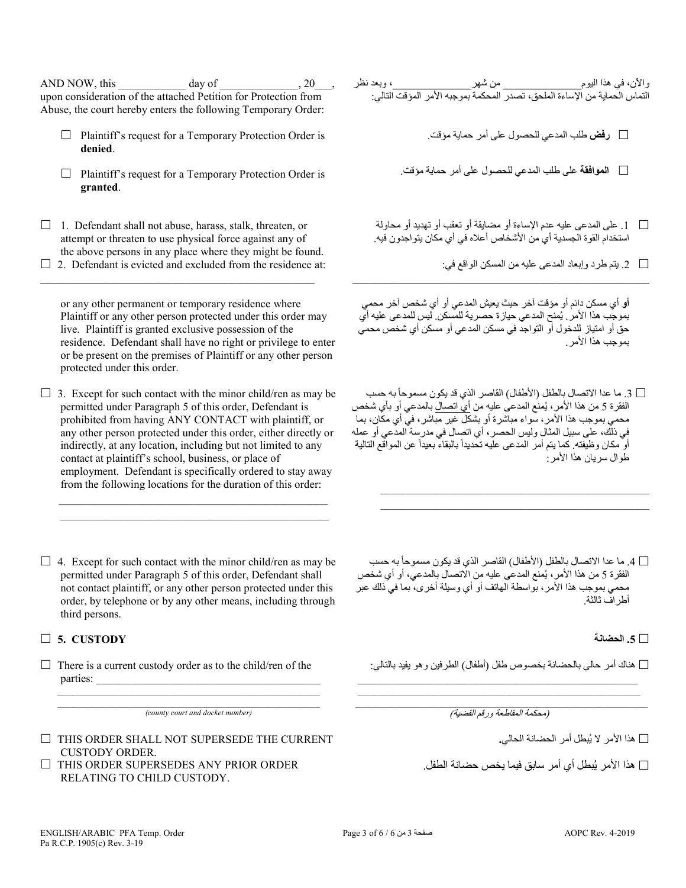AND NOW, this ____________ day of ______________, 20___, upon consideration of the attached Petition for Protection from Abuse, the court hereby enters the following Temporary Order:

والآن، في هذا اليوم______________ من شهر______________، وبعد نظر التماس الحماية من الإساءة الملحق، تصدر المحكمة بموجبه الأمر المؤقت التالي:

☐ Plaintiff's request for a Temporary Protection Order is **denied**.

☐ **رفض** طلب المدعي للحصول على أمر حماية مؤقت.

☐ Plaintiff's request for a Temporary Protection Order is **granted**.

☐ **الموافقة** على طلب المدعي للحصول على أمر حماية مؤقت.

☐ 1. Defendant shall not abuse, harass, stalk, threaten, or attempt or threaten to use physical force against any of the above persons in any place where they might be found.

☐ 1. على المدعى عليه عدم الإساءة أو مضايقة أو تعقب أو تهديد أو محاولة استخدام القوة الجسدية أي من الأشخاص أعلاه في أي مكان يتواجدون فيه.

☐ 2. Defendant is evicted and excluded from the residence at:

______________________________________________

or any other permanent or temporary residence where Plaintiff or any other person protected under this order may live. Plaintiff is granted exclusive possession of the residence. Defendant shall have no right or privilege to enter or be present on the premises of Plaintiff or any other person protected under this order.

☐ 2. يتم طرد وإبعاد المدعى عليه من المسكن الواقع في:

______________________________________________

**أو** أي مسكن دائم أو مؤقت آخر حيث يعيش المدعي أو أي شخص آخر محمي بموجب هذا الأمر. يُمنح المدعي حيازة حصرية للمسكن. ليس للمدعى عليه أي حق أو امتياز للدخول أو التواجد في مسكن المدعي أو مسكن أي شخص محمي بموجب هذا الأمر.

☐ 3. Except for such contact with the minor child/ren as may be permitted under Paragraph 5 of this order, Defendant is prohibited from having ANY CONTACT with plaintiff, or any other person protected under this order, either directly or indirectly, at any location, including but not limited to any contact at plaintiff's school, business, or place of employment. Defendant is specifically ordered to stay away from the following locations for the duration of this order:

______________________________________________

______________________________________________

☐ 3. ما عدا الاتصال بالطفل (الأطفال) القاصر الذي قد يكون مسموحاً به حسب الفقرة 5 من هذا الأمر، يُمنع المدعى عليه من أي اتصال بالمدعي أو بأي شخص محمي بموجب هذا الأمر، سواء مباشرة أو بشكل غير مباشر، في أي مكان، بما في ذلك، على سبيل المثال وليس الحصر، أي اتصال في مدرسة المدعي أو عمله أو مكان وظيفته. كما يتم أمر المدعى عليه تحديداً بالبقاء بعيداً عن المواقع التالية طوال سريان هذا الأمر:

______________________________________________

______________________________________________

☐ 4. Except for such contact with the minor child/ren as may be permitted under Paragraph 5 of this order, Defendant shall not contact plaintiff, or any other person protected under this order, by telephone or by any other means, including through third persons.

☐ 4. ما عدا الاتصال بالطفل (الأطفال) القاصر الذي قد يكون مسموحاً به حسب الفقرة 5 من هذا الأمر، يُمنع المدعى عليه من الاتصال بالمدعي، أو أي شخص محمي بموجب هذا الأمر، بواسطة الهاتف أو أي وسيلة أخرى، بما في ذلك عبر أطراف ثالثة.

☐ **5. CUSTODY**

☐ **5. الحضانة**

☐ There is a current custody order as to the child/ren of the parties: ______________________________________________

______________________________________________

______________________________________________
*(county court and docket number)*

☐ هناك أمر حالي بالحضانة بخصوص طفل (أطفال) الطرفين وهو يفيد بالتالي:

______________________________________________

______________________________________________
*(محكمة المقاطعة ورقم القضية)*

☐ THIS ORDER SHALL NOT SUPERSEDE THE CURRENT CUSTODY ORDER.

☐ هذا الأمر لا يُبطل أمر الحضانة الحالي.

☐ THIS ORDER SUPERSEDES ANY PRIOR ORDER RELATING TO CHILD CUSTODY.

☐ هذا الأمر يُبطل أي أمر سابق فيما يخص حضانة الطفل.

ENGLISH/ARABIC PFA Temp. Order
Pa R.C.P. 1905(c) Rev. 3-19

AOPC Rev. 4-2019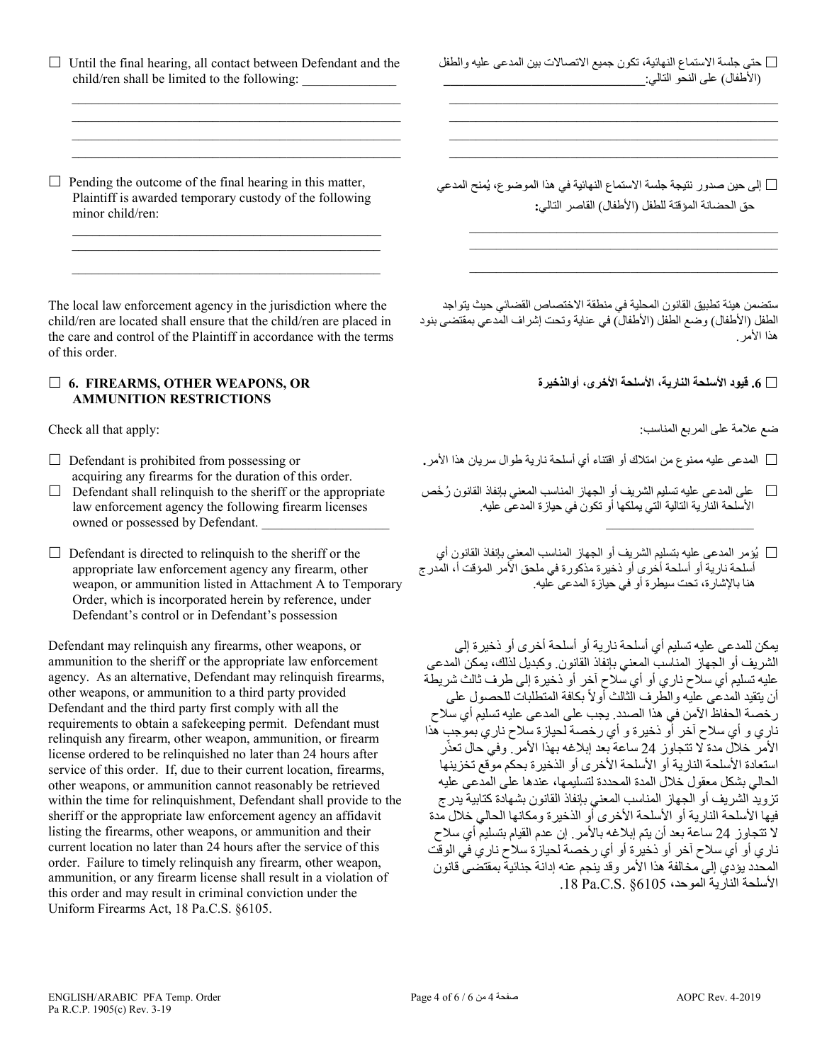☐ Until the final hearing, all contact between Defendant and the child/ren shall be limited to the following: ______________

______________________________________________________
______________________________________________________
______________________________________________________
______________________________________________________

☐ حتى جلسة الاستماع النهائية، تكون جميع الاتصالات بين المدعى عليه والطفل (الأطفال) على النحو التالي:______________________________

______________________________________________________
______________________________________________________
______________________________________________________
______________________________________________________

☐ Pending the outcome of the final hearing in this matter, Plaintiff is awarded temporary custody of the following minor child/ren:

______________________________________________________
______________________________________________________
______________________________________________________

☐ إلى حين صدور نتيجة جلسة الاستماع النهائية في هذا الموضوع، يُمنح المدعي حق الحضانة المؤقتة للطفل (الأطفال) القاصر التالي:

______________________________________________________
______________________________________________________
______________________________________________________

The local law enforcement agency in the jurisdiction where the child/ren are located shall ensure that the child/ren are placed in the care and control of the Plaintiff in accordance with the terms of this order.

ستضمن هيئة تطبيق القانون المحلية في منطقة الاختصاص القضائي حيث يتواجد الطفل (الأطفال) وضع الطفل (الأطفال) في عناية وتحت إشراف المدعي بمقتضى بنود هذا الأمر.

## ☐ 6. FIREARMS, OTHER WEAPONS, OR AMMUNITION RESTRICTIONS

## ☐ 6. قيود الأسلحة النارية، الأسلحة الأخرى، أوالذخيرة

Check all that apply:

ضع علامة على المربع المناسب:

☐ Defendant is prohibited from possessing or acquiring any firearms for the duration of this order.

☐ المدعى عليه ممنوع من امتلاك أو اقتناء أي أسلحة نارية طوال سريان هذا الأمر.

☐ Defendant shall relinquish to the sheriff or the appropriate law enforcement agency the following firearm licenses owned or possessed by Defendant. ___________________

☐ على المدعى عليه تسليم الشريف أو الجهاز المناسب المعني بإنفاذ القانون رُخَص الأسلحة النارية التالية التي يملكها أو تكون في حيازة المدعى عليه.
______________________

☐ Defendant is directed to relinquish to the sheriff or the appropriate law enforcement agency any firearm, other weapon, or ammunition listed in Attachment A to Temporary Order, which is incorporated herein by reference, under Defendant's control or in Defendant's possession

☐ يُؤمر المدعى عليه بتسليم الشريف أو الجهاز المناسب المعني بإنفاذ القانون أي أسلحة نارية أو أسلحة أخرى أو ذخيرة مذكورة في ملحق الأمر المؤقت أ، المدرج هنا بالإشارة، تحت سيطرة أو في حيازة المدعى عليه.

Defendant may relinquish any firearms, other weapons, or ammunition to the sheriff or the appropriate law enforcement agency. As an alternative, Defendant may relinquish firearms, other weapons, or ammunition to a third party provided Defendant and the third party first comply with all the requirements to obtain a safekeeping permit. Defendant must relinquish any firearm, other weapon, ammunition, or firearm license ordered to be relinquished no later than 24 hours after service of this order. If, due to their current location, firearms, other weapons, or ammunition cannot reasonably be retrieved within the time for relinquishment, Defendant shall provide to the sheriff or the appropriate law enforcement agency an affidavit listing the firearms, other weapons, or ammunition and their current location no later than 24 hours after the service of this order. Failure to timely relinquish any firearm, other weapon, ammunition, or any firearm license shall result in a violation of this order and may result in criminal conviction under the Uniform Firearms Act, 18 Pa.C.S. §6105.

يمكن للمدعى عليه تسليم أي أسلحة نارية أو أسلحة أخرى أو ذخيرة إلى الشريف أو الجهاز المناسب المعني بإنفاذ القانون. وكبديل لذلك، يمكن المدعى عليه تسليم أي سلاح ناري أو أي سلاح آخر أو ذخيرة إلى طرف ثالث شريطة أن يتقيد المدعى عليه والطرف الثالث أولاً بكافة المتطلبات للحصول على رخصة الحفاظ الآمن في هذا الصدد. يجب على المدعى عليه تسليم أي سلاح ناري أو أي سلاح آخر أو ذخيرة و أي رخصة لحيازة سلاح ناري بموجب هذا الأمر خلال مدة لا تتجاوز 24 ساعة بعد إبلاغه بهذا الأمر. وفي حال تعذّر استعادة الأسلحة النارية أو الأسلحة الأخرى أو الذخيرة بحكم موقع تخزينها الحالي بشكل معقول خلال المدة المحددة لتسليمها، عندها على المدعى عليه تزويد الشريف أو الجهاز المناسب المعني بإنفاذ القانون بشهادة كتابية يدرج فيها الأسلحة النارية أو الأسلحة الأخرى أو الذخيرة ومكانها الحالي خلال مدة لا تتجاوز 24 ساعة بعد أن يتم إبلاغه بالأمر. إن عدم القيام بتسليم أي سلاح ناري أو أي سلاح آخر أو ذخيرة أو أي رخصة لحيازة سلاح ناري في الوقت المحدد يؤدي إلى مخالفة هذا الأمر وقد ينجم عنه إدانة جنائية بمقتضى قانون الأسلحة النارية الموحد، 18 Pa.C.S. §6105.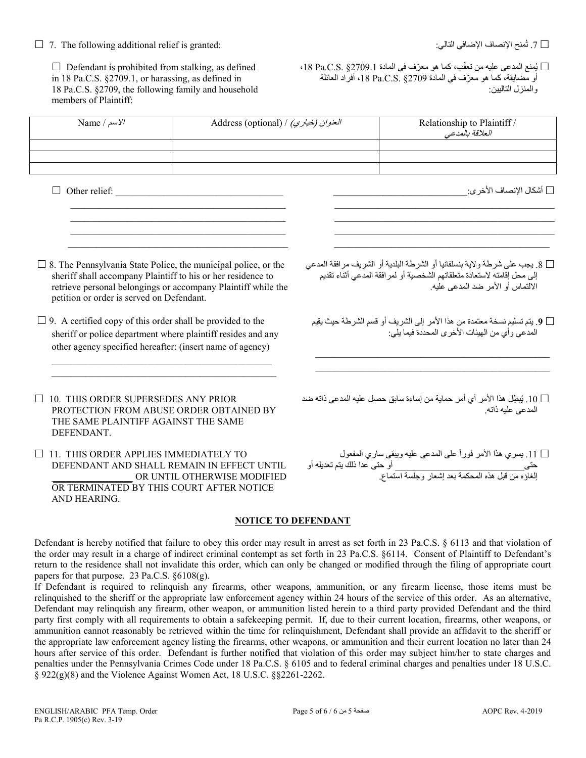☐ 7. The following additional relief is granted:

☐ 7. تُمنح الإنصاف الإضافي التالي:

☐ Defendant is prohibited from stalking, as defined in 18 Pa.C.S. §2709.1, or harassing, as defined in 18 Pa.C.S. §2709, the following family and household members of Plaintiff:

☐ يُمنع المدعى عليه من تعقّب، كما هو معرّف في المادة 18 Pa.C.S. §2709.1، أو مضايقة، كما هو معرّف في المادة 18 Pa.C.S. §2709، أفراد العائلة والمنزل التاليين:

| Name / الاسم | Address (optional) / العنوان (خياري) | Relationship to Plaintiff / العلاقة بالمدعي |
|---|---|---|
| | | |
| | | |
| | | |

☐ Other relief: ___________________________________

_______________________________________________

_______________________________________________

_______________________________________________

_______________________________________________

☐ أشكال الإنصاف الأخرى:___________________________

_______________________________________________

_______________________________________________

_______________________________________________

_______________________________________________

☐ 8. The Pennsylvania State Police, the municipal police, or the sheriff shall accompany Plaintiff to his or her residence to retrieve personal belongings or accompany Plaintiff while the petition or order is served on Defendant.

☐ 8. يجب على شرطة ولاية بنسلفانيا أو الشرطة البلدية أو الشريف مرافقة المدعي إلى محل إقامته لاستعادة متعلقاتهم الشخصية أو لمرافقة المدعي أثناء تقديم الالتماس أو الأمر ضد المدعى عليه.

☐ 9. A certified copy of this order shall be provided to the sheriff or police department where plaintiff resides and any other agency specified hereafter: (insert name of agency)

_______________________________________________

_______________________________________________

☐ **9**. يتم تسليم نسخة معتمدة من هذا الأمر إلى الشريف أو قسم الشرطة حيث يقيم المدعي وأي من الهيئات الأخرى المحددة فيما يلي:

_______________________________________________

_______________________________________________

☐ 10. THIS ORDER SUPERSEDES ANY PRIOR PROTECTION FROM ABUSE ORDER OBTAINED BY THE SAME PLAINTIFF AGAINST THE SAME DEFENDANT.

☐ 10. يُبطل هذا الأمر أي أمر حماية من إساءة سابق حصل عليه المدعي ذاته ضد المدعى عليه ذاته.

☐ 11. THIS ORDER APPLIES IMMEDIATELY TO DEFENDANT AND SHALL REMAIN IN EFFECT UNTIL ________________ OR UNTIL OTHERWISE MODIFIED OR TERMINATED BY THIS COURT AFTER NOTICE AND HEARING.

☐ 11. يسري هذا الأمر فوراً على المدعى عليه ويبقى ساري المفعول حتى______________________ أو حتى عدا ذلك يتم تعديله أو إلغاؤه من قبل هذه المحكمة بعد إشعار وجلسة استماع.

## NOTICE TO DEFENDANT

Defendant is hereby notified that failure to obey this order may result in arrest as set forth in 23 Pa.C.S. § 6113 and that violation of the order may result in a charge of indirect criminal contempt as set forth in 23 Pa.C.S. §6114. Consent of Plaintiff to Defendant's return to the residence shall not invalidate this order, which can only be changed or modified through the filing of appropriate court papers for that purpose. 23 Pa.C.S. §6108(g).

If Defendant is required to relinquish any firearms, other weapons, ammunition, or any firearm license, those items must be relinquished to the sheriff or the appropriate law enforcement agency within 24 hours of the service of this order. As an alternative, Defendant may relinquish any firearm, other weapon, or ammunition listed herein to a third party provided Defendant and the third party first comply with all requirements to obtain a safekeeping permit. If, due to their current location, firearms, other weapons, or ammunition cannot reasonably be retrieved within the time for relinquishment, Defendant shall provide an affidavit to the sheriff or the appropriate law enforcement agency listing the firearms, other weapons, or ammunition and their current location no later than 24 hours after service of this order. Defendant is further notified that violation of this order may subject him/her to state charges and penalties under the Pennsylvania Crimes Code under 18 Pa.C.S. § 6105 and to federal criminal charges and penalties under 18 U.S.C. § 922(g)(8) and the Violence Against Women Act, 18 U.S.C. §§2261-2262.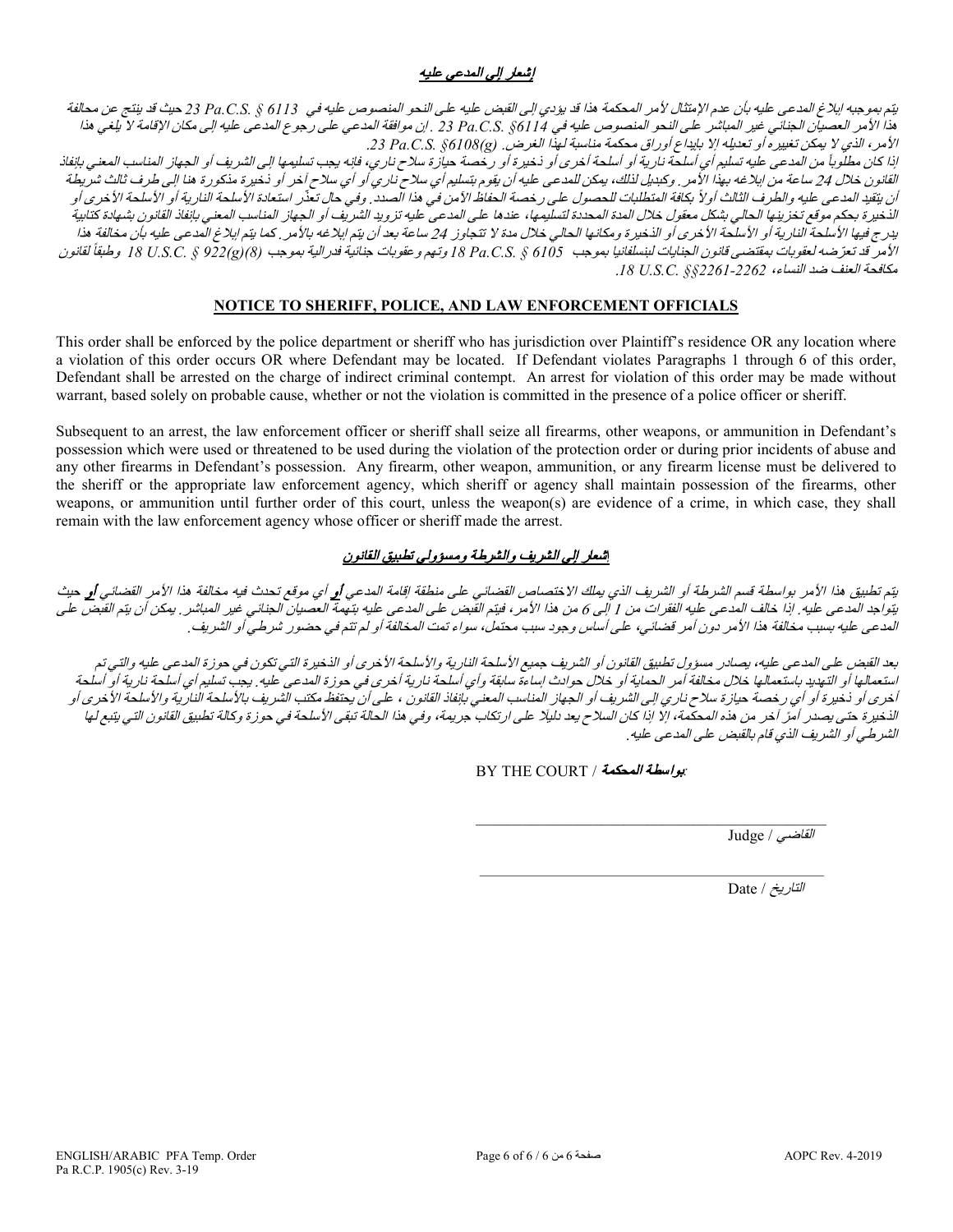## إشعار إلى المدعى عليه

*يتم بموجبه ابلاغ المدعى عليه بأن عدم الإمتثال لأمر المحكمة هذا قد يؤدي إلى القبض عليه على النحو المنصوص عليه في 23 Pa.C.S. § 6113 حيث قد ينتج عن مخالفة هذا الأمر العصيان الجنائي غير المباشر على النحو المنصوص عليه في 23 Pa.C.S. §6114 . ان موافقة المدعي على رجوع المدعى عليه إلى مكان الإقامة لا يلغي هذا الأمر، الذي لا يمكن تغييره أو تعديله إلا بإيداع أوراق محكمة مناسبة لهذا الغرض. 23 Pa.C.S. §6108(g).*

*إذا كان مطلوباً من المدعى عليه تسليم أي أسلحة نارية أو أسلحة أخرى أو ذخيرة أو رخصة حيازة سلاح ناري، فإنه يجب تسليمها إلى الشريف أو الجهاز المناسب المعني بإنفاذ القانون خلال 24 ساعة من ابلاغه بهذا الأمر. وكبديل لذلك، يمكن للمدعى عليه أن يقوم بتسليم أي سلاح ناري أو أي سلاح آخر أو ذخيرة مذكورة هنا إلى طرف ثالث شريطة أن يتقيد المدعى عليه والطرف الثالث أولاً بكافة المتطلبات للحصول على رخصة الحفاظ الآمن في هذا الصدد. وفي حال تعذّر استعادة الأسلحة النارية أو الأسلحة الأخرى أو الذخيرة بحكم موقع تخزينها الحالي بشكل معقول خلال المدة المحددة لتسليمها، عندها على المدعى عليه تزويد الشريف أو الجهاز المناسب المعني بإنفاذ القانون بشهادة كتابية يدرج فيها الأسلحة النارية أو الأسلحة الأخرى أو الذخيرة ومكانها الحالي خلال مدة لا تتجاوز 24 ساعة بعد أن يتم ابلاغه بالأمر. كما يتم ابلاغ المدعى عليه بأن مخالفة هذا الأمر قد تعرّضه لعقوبات بمقتضى قانون الجنايات لبنسلفانيا بموجب 18 Pa.C.S. § 6105 وتهم وعقوبات جنائية فدرالية بموجب 18 U.S.C. § 922(g)(8) وطبقاً لقانون مكافحة العنف ضد النساء، 18 U.S.C. §§2261-2262.*

## NOTICE TO SHERIFF, POLICE, AND LAW ENFORCEMENT OFFICIALS

This order shall be enforced by the police department or sheriff who has jurisdiction over Plaintiff's residence OR any location where a violation of this order occurs OR where Defendant may be located. If Defendant violates Paragraphs 1 through 6 of this order, Defendant shall be arrested on the charge of indirect criminal contempt. An arrest for violation of this order may be made without warrant, based solely on probable cause, whether or not the violation is committed in the presence of a police officer or sheriff.

Subsequent to an arrest, the law enforcement officer or sheriff shall seize all firearms, other weapons, or ammunition in Defendant's possession which were used or threatened to be used during the violation of the protection order or during prior incidents of abuse and any other firearms in Defendant's possession. Any firearm, other weapon, ammunition, or any firearm license must be delivered to the sheriff or the appropriate law enforcement agency, which sheriff or agency shall maintain possession of the firearms, other weapons, or ammunition until further order of this court, unless the weapon(s) are evidence of a crime, in which case, they shall remain with the law enforcement agency whose officer or sheriff made the arrest.

## إشعار إلى الشريف والشرطة ومسؤولي تطبيق القانون

*يتم تطبيق هذا الأمر بواسطة قسم الشرطة أو الشريف الذي يملك الاختصاص القضائي على منطقة إقامة المدعي **أو** أي موقع تحدث فيه مخالفة هذا الأمر القضائي **أو** حيث يتواجد المدعى عليه. إذا خالف المدعى عليه الفقرات من 1 إلى 6 من هذا الأمر، فيتم القبض على المدعى عليه بتهمة العصيان الجنائي غير المباشر. يمكن أن يتم القبض على المدعى عليه بسبب مخالفة هذا الأمر دون أمر قضائي، على أساس وجود سبب محتمل، سواء تمت المخالفة أو لم تتم في حضور شرطي أو الشريف.*

*بعد القبض على المدعى عليه، يصادر مسؤول تطبيق القانون أو الشريف جميع الأسلحة النارية والأسلحة الأخرى أو الذخيرة التي تكون في حوزة المدعى عليه والتي تم استعمالها أو التهديد باستعمالها خلال مخالفة أمر الحماية أو خلال حوادث إساءة سابقة وأي أسلحة نارية أخرى في حوزة المدعى عليه. يجب تسليم أي أسلحة نارية أو أسلحة أخرى أو ذخيرة أو أي رخصة حيازة سلاح ناري إلى الشريف أو الجهاز المناسب المعني بإنفاذ القانون ، على أن يحتفظ مكتب الشريف بالأسلحة النارية والأسلحة الأخرى أو الذخيرة حتى يصدر أمرٌ آخر من هذه المحكمة، إلا إذا كان السلاح يعد دليلاً على ارتكاب جريمة، وفي هذا الحالة تبقى الأسلحة في حوزة وكالة تطبيق القانون التي يتبع لها الشرطي أو الشريف الذي قام بالقبض على المدعى عليه.*

BY THE COURT / ***بواسطة المحكمة***:

\_\_\_\_\_\_\_\_\_\_\_\_\_\_\_\_\_\_\_\_\_\_\_\_\_\_\_\_\_\_\_\_\_\_\_\_\_\_\_\_
Judge / *القاضي*

\_\_\_\_\_\_\_\_\_\_\_\_\_\_\_\_\_\_\_\_\_\_\_\_\_\_\_\_\_\_\_\_\_\_\_\_\_\_\_\_
Date / *التاريخ*

ENGLISH/ARABIC PFA Temp. Order
Pa R.C.P. 1905(c) Rev. 3-19
AOPC Rev. 4-2019